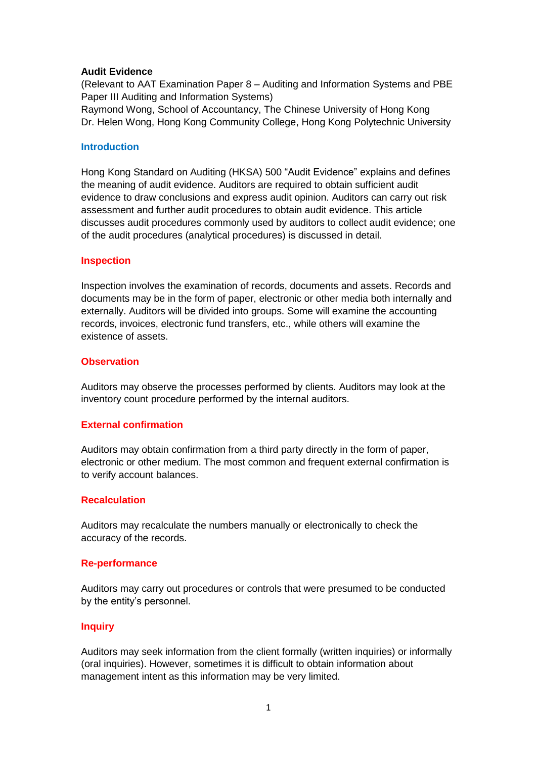**Audit Evidence**

(Relevant to AAT Examination Paper 8 – Auditing and Information Systems and PBE Paper III Auditing and Information Systems)

Raymond Wong, School of Accountancy, The Chinese University of Hong Kong

Dr. Helen Wong, Hong Kong Community College, Hong Kong Polytechnic University

## Introduction

Hong Kong Standard on Auditing (HKSA) 500 "Audit Evidence" explains and defines the meaning of audit evidence. Auditors are required to obtain sufficient audit evidence to draw conclusions and express audit opinion. Auditors can carry out risk assessment and further audit procedures to obtain audit evidence. This article discusses audit procedures commonly used by auditors to collect audit evidence; one of the audit procedures (analytical procedures) is discussed in detail.

## Inspection

Inspection involves the examination of records, documents and assets. Records and documents may be in the form of paper, electronic or other media both internally and externally. Auditors will be divided into groups. Some will examine the accounting records, invoices, electronic fund transfers, etc., while others will examine the existence of assets.

## Observation

Auditors may observe the processes performed by clients. Auditors may look at the inventory count procedure performed by the internal auditors.

## External confirmation

Auditors may obtain confirmation from a third party directly in the form of paper, electronic or other medium. The most common and frequent external confirmation is to verify account balances.

## Recalculation

Auditors may recalculate the numbers manually or electronically to check the accuracy of the records.

## Re-performance

Auditors may carry out procedures or controls that were presumed to be conducted by the entity's personnel.

## Inquiry

Auditors may seek information from the client formally (written inquiries) or informally (oral inquiries). However, sometimes it is difficult to obtain information about management intent as this information may be very limited.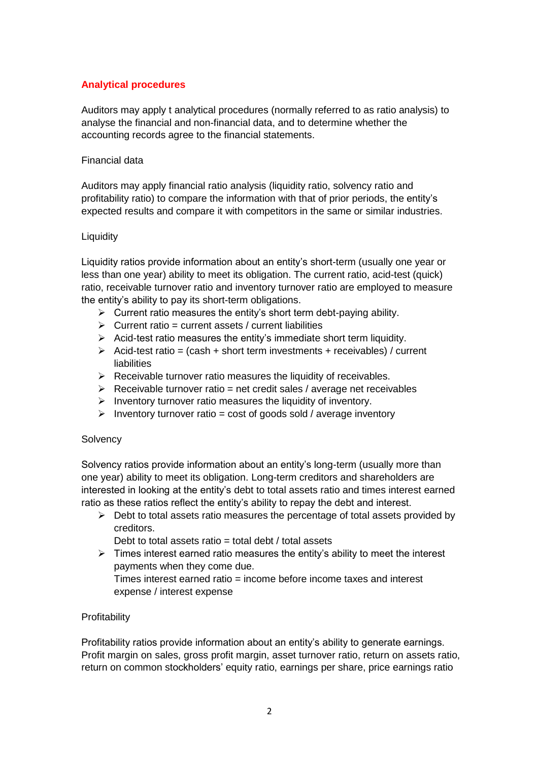## Analytical procedures

Auditors may apply t analytical procedures (normally referred to as ratio analysis) to analyse the financial and non-financial data, and to determine whether the accounting records agree to the financial statements.

Financial data

Auditors may apply financial ratio analysis (liquidity ratio, solvency ratio and profitability ratio) to compare the information with that of prior periods, the entity's expected results and compare it with competitors in the same or similar industries.

Liquidity

Liquidity ratios provide information about an entity's short-term (usually one year or less than one year) ability to meet its obligation. The current ratio, acid-test (quick) ratio, receivable turnover ratio and inventory turnover ratio are employed to measure the entity's ability to pay its short-term obligations.

- Current ratio measures the entity's short term debt-paying ability.
- Current ratio = current assets / current liabilities
- Acid-test ratio measures the entity's immediate short term liquidity.
- Acid-test ratio = (cash + short term investments + receivables) / current liabilities
- Receivable turnover ratio measures the liquidity of receivables.
- Receivable turnover ratio = net credit sales / average net receivables
- Inventory turnover ratio measures the liquidity of inventory.
- Inventory turnover ratio = cost of goods sold / average inventory

Solvency

Solvency ratios provide information about an entity's long-term (usually more than one year) ability to meet its obligation. Long-term creditors and shareholders are interested in looking at the entity's debt to total assets ratio and times interest earned ratio as these ratios reflect the entity's ability to repay the debt and interest.

- Debt to total assets ratio measures the percentage of total assets provided by creditors.
  Debt to total assets ratio = total debt / total assets
- Times interest earned ratio measures the entity's ability to meet the interest payments when they come due.
  Times interest earned ratio = income before income taxes and interest expense / interest expense

Profitability

Profitability ratios provide information about an entity's ability to generate earnings. Profit margin on sales, gross profit margin, asset turnover ratio, return on assets ratio, return on common stockholders' equity ratio, earnings per share, price earnings ratio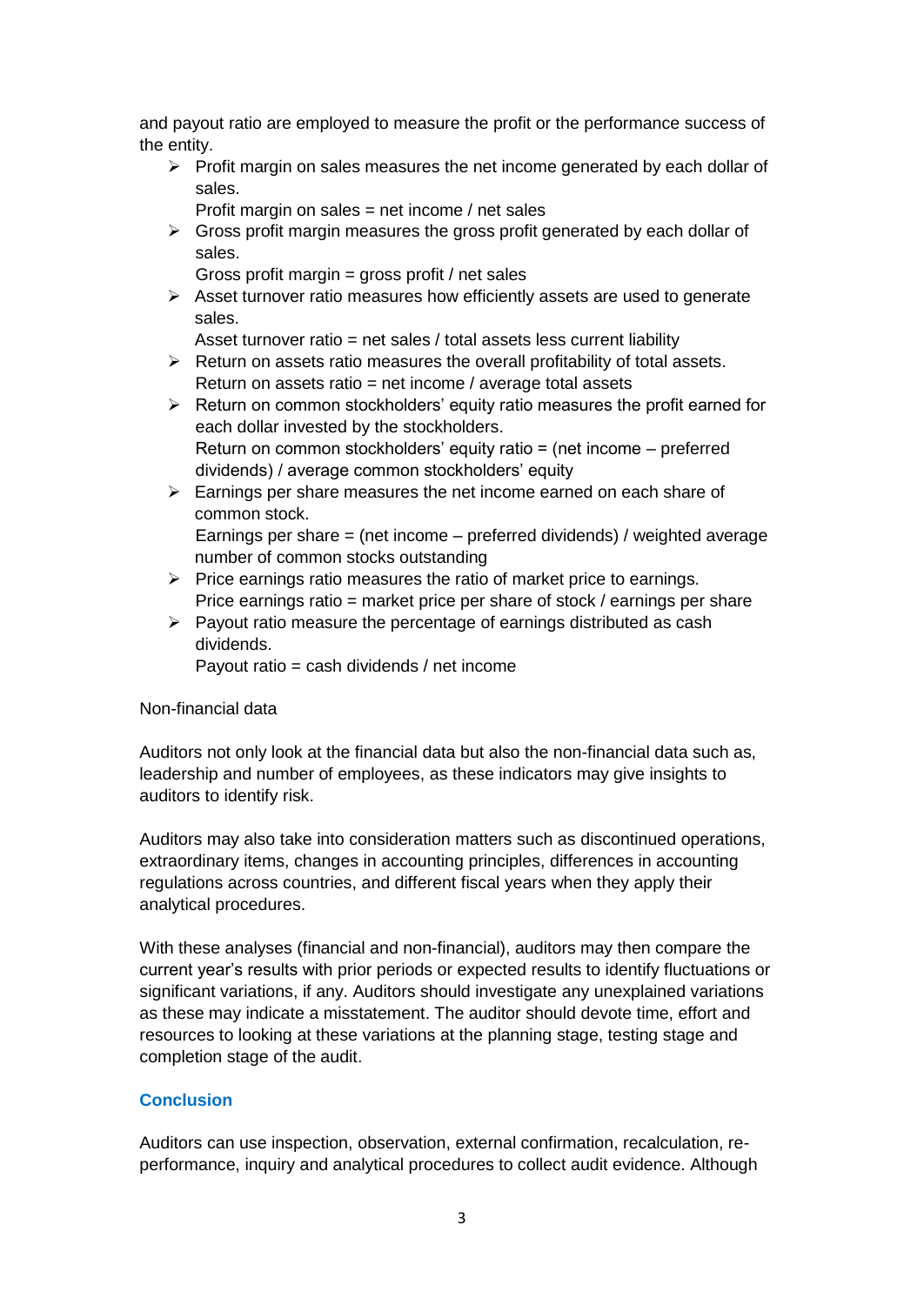and payout ratio are employed to measure the profit or the performance success of the entity.

- Profit margin on sales measures the net income generated by each dollar of sales.
  Profit margin on sales = net income / net sales
- Gross profit margin measures the gross profit generated by each dollar of sales.
  Gross profit margin = gross profit / net sales
- Asset turnover ratio measures how efficiently assets are used to generate sales.
  Asset turnover ratio = net sales / total assets less current liability
- Return on assets ratio measures the overall profitability of total assets.
  Return on assets ratio = net income / average total assets
- Return on common stockholders' equity ratio measures the profit earned for each dollar invested by the stockholders.
  Return on common stockholders' equity ratio = (net income – preferred dividends) / average common stockholders' equity
- Earnings per share measures the net income earned on each share of common stock.
  Earnings per share = (net income – preferred dividends) / weighted average number of common stocks outstanding
- Price earnings ratio measures the ratio of market price to earnings.
  Price earnings ratio = market price per share of stock / earnings per share
- Payout ratio measure the percentage of earnings distributed as cash dividends.
  Payout ratio = cash dividends / net income

Non-financial data

Auditors not only look at the financial data but also the non-financial data such as, leadership and number of employees, as these indicators may give insights to auditors to identify risk.

Auditors may also take into consideration matters such as discontinued operations, extraordinary items, changes in accounting principles, differences in accounting regulations across countries, and different fiscal years when they apply their analytical procedures.

With these analyses (financial and non-financial), auditors may then compare the current year's results with prior periods or expected results to identify fluctuations or significant variations, if any. Auditors should investigate any unexplained variations as these may indicate a misstatement. The auditor should devote time, effort and resources to looking at these variations at the planning stage, testing stage and completion stage of the audit.

## Conclusion

Auditors can use inspection, observation, external confirmation, recalculation, re-performance, inquiry and analytical procedures to collect audit evidence. Although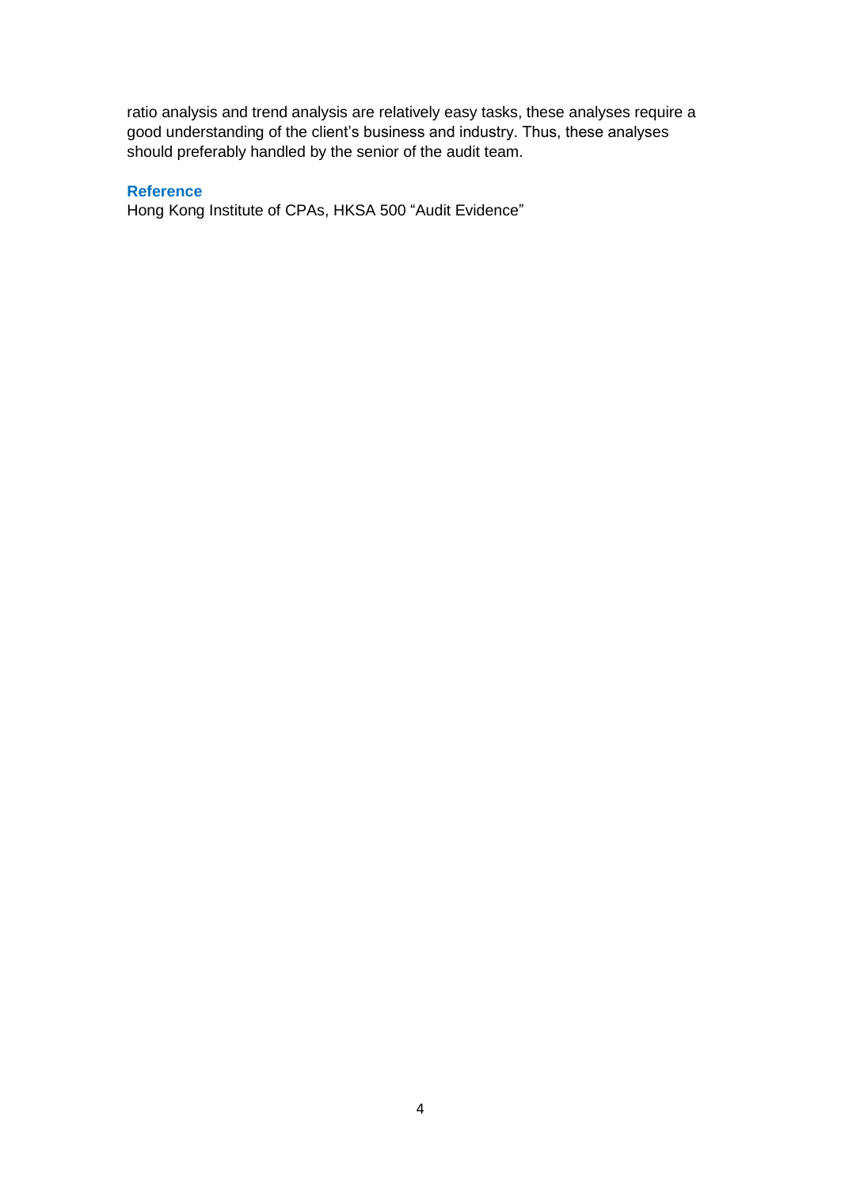ratio analysis and trend analysis are relatively easy tasks, these analyses require a good understanding of the client's business and industry. Thus, these analyses should preferably handled by the senior of the audit team.

### Reference

Hong Kong Institute of CPAs, HKSA 500 "Audit Evidence"